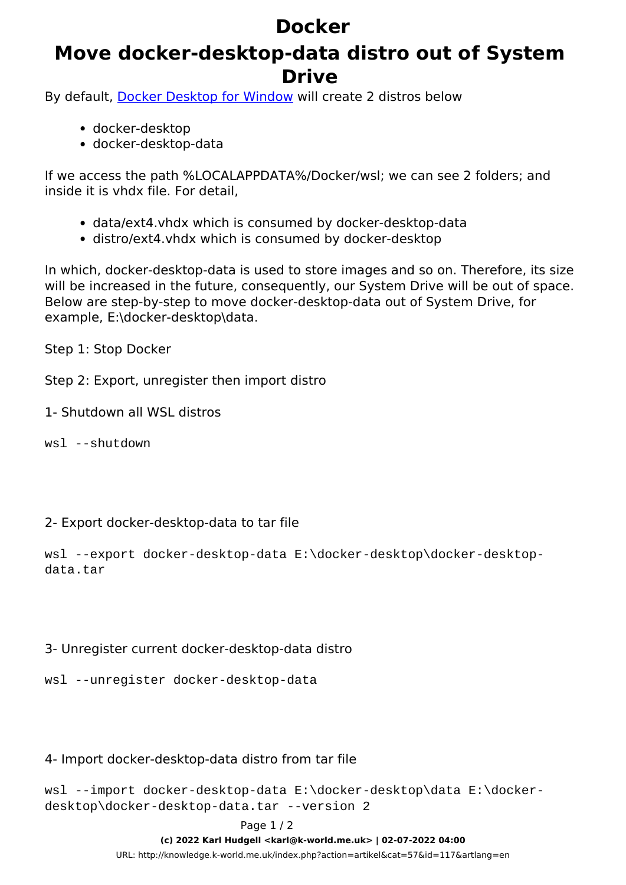# Docker

# Move docker-desktop-data distro out of System Drive

By default, [Docker Desktop for Window](Docker Desktop for Window) will create 2 distros below

- docker-desktop
- docker-desktop-data

If we access the path %LOCALAPPDATA%/Docker/wsl; we can see 2 folders; and inside it is vhdx file. For detail,

- data/ext4.vhdx which is consumed by docker-desktop-data
- distro/ext4.vhdx which is consumed by docker-desktop

In which, docker-desktop-data is used to store images and so on. Therefore, its size will be increased in the future, consequently, our System Drive will be out of space. Below are step-by-step to move docker-desktop-data out of System Drive, for example, E:\docker-desktop\data.

Step 1: Stop Docker

Step 2: Export, unregister then import distro

1- Shutdown all WSL distros

```
wsl --shutdown
```

2- Export docker-desktop-data to tar file

```
wsl --export docker-desktop-data E:\docker-desktop\docker-desktop-data.tar
```

3- Unregister current docker-desktop-data distro

```
wsl --unregister docker-desktop-data
```

4- Import docker-desktop-data distro from tar file

```
wsl --import docker-desktop-data E:\docker-desktop\data E:\docker-desktop\docker-desktop-data.tar --version 2
```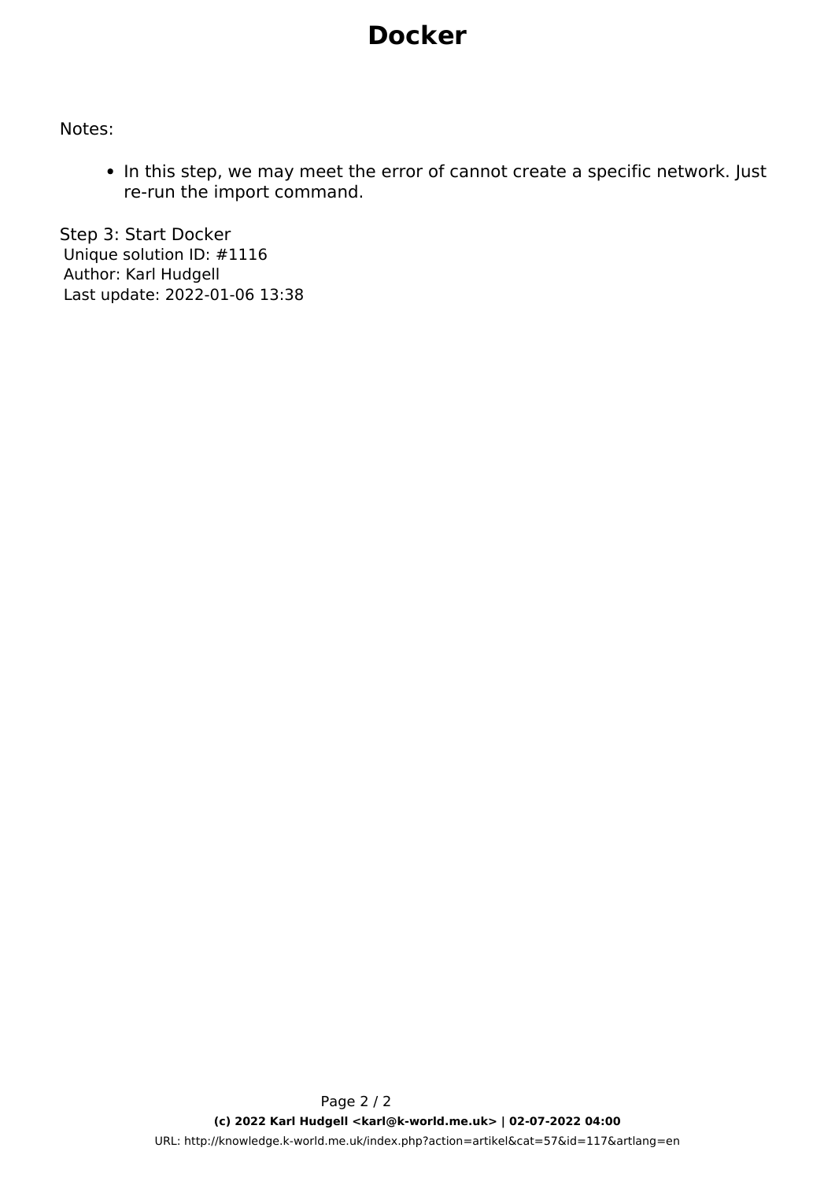Notes:

- In this step, we may meet the error of cannot create a specific network. Just re-run the import command.

Step 3: Start Docker

Unique solution ID: #1116
Author: Karl Hudgell
Last update: 2022-01-06 13:38